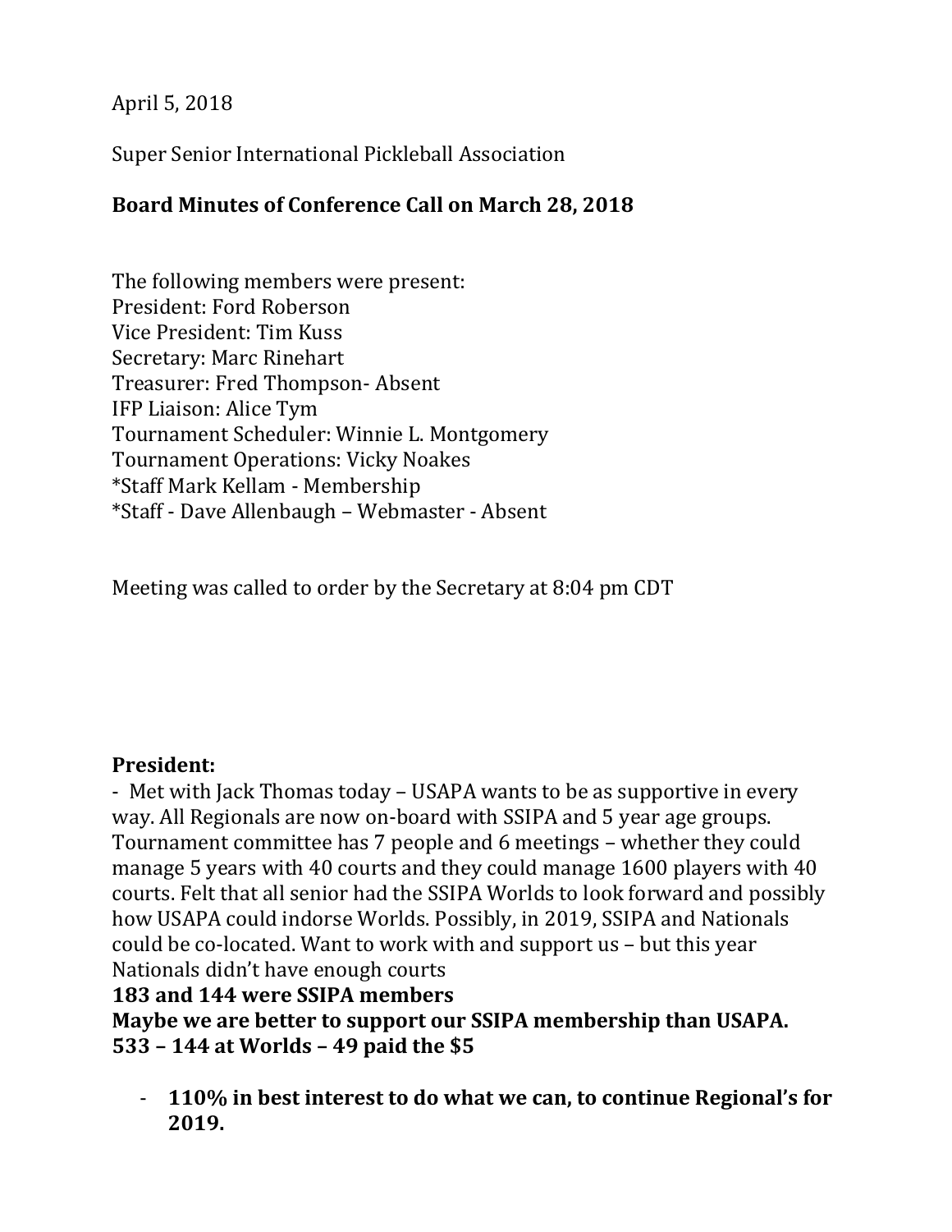April 5, 2018

Super Senior International Pickleball Association

**Board Minutes of Conference Call on March 28, 2018**

The following members were present:
President: Ford Roberson
Vice President: Tim Kuss
Secretary: Marc Rinehart
Treasurer: Fred Thompson- Absent
IFP Liaison: Alice Tym
Tournament Scheduler: Winnie L. Montgomery
Tournament Operations: Vicky Noakes
*Staff Mark Kellam - Membership
*Staff - Dave Allenbaugh – Webmaster - Absent

Meeting was called to order by the Secretary at 8:04 pm CDT

**President:**
- Met with Jack Thomas today – USAPA wants to be as supportive in every way. All Regionals are now on-board with SSIPA and 5 year age groups. Tournament committee has 7 people and 6 meetings – whether they could manage 5 years with 40 courts and they could manage 1600 players with 40 courts. Felt that all senior had the SSIPA Worlds to look forward and possibly how USAPA could indorse Worlds. Possibly, in 2019, SSIPA and Nationals could be co-located. Want to work with and support us – but this year Nationals didn't have enough courts

**183 and 144 were SSIPA members**
**Maybe we are better to support our SSIPA membership than USAPA.**
**533 – 144 at Worlds – 49 paid the $5**

- **110% in best interest to do what we can, to continue Regional's for 2019.**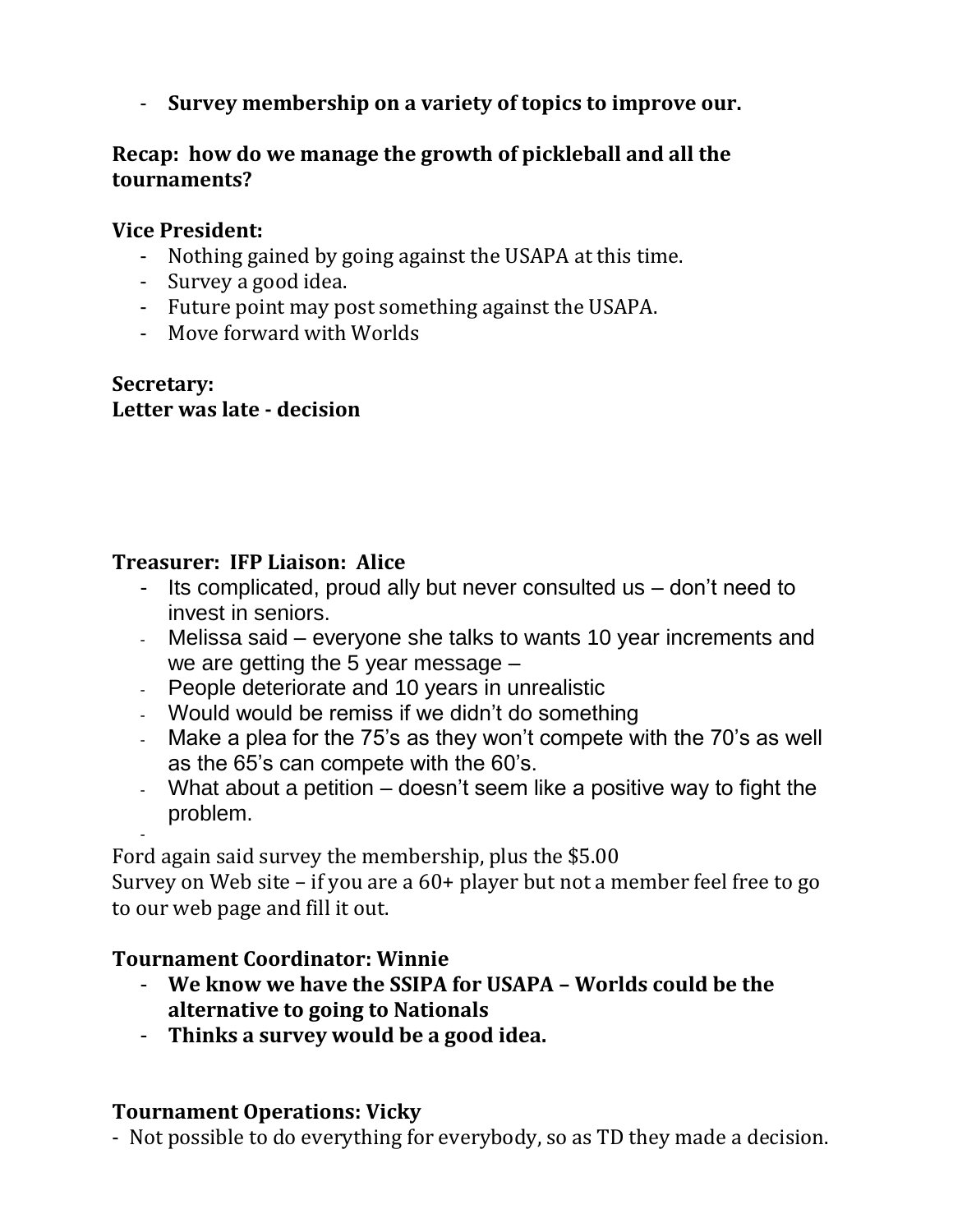- **Survey membership on a variety of topics to improve our.**

**Recap: how do we manage the growth of pickleball and all the tournaments?**

**Vice President:**

- Nothing gained by going against the USAPA at this time.
- Survey a good idea.
- Future point may post something against the USAPA.
- Move forward with Worlds

**Secretary:**
**Letter was late - decision**

**Treasurer: IFP Liaison: Alice**

- Its complicated, proud ally but never consulted us – don't need to invest in seniors.
- Melissa said – everyone she talks to wants 10 year increments and we are getting the 5 year message –
- People deteriorate and 10 years in unrealistic
- Would would be remiss if we didn't do something
- Make a plea for the 75's as they won't compete with the 70's as well as the 65's can compete with the 60's.
- What about a petition – doesn't seem like a positive way to fight the problem.
-

Ford again said survey the membership, plus the $5.00
Survey on Web site – if you are a 60+ player but not a member feel free to go to our web page and fill it out.

**Tournament Coordinator: Winnie**

- **We know we have the SSIPA for USAPA – Worlds could be the alternative to going to Nationals**
- **Thinks a survey would be a good idea.**

**Tournament Operations: Vicky**

- Not possible to do everything for everybody, so as TD they made a decision.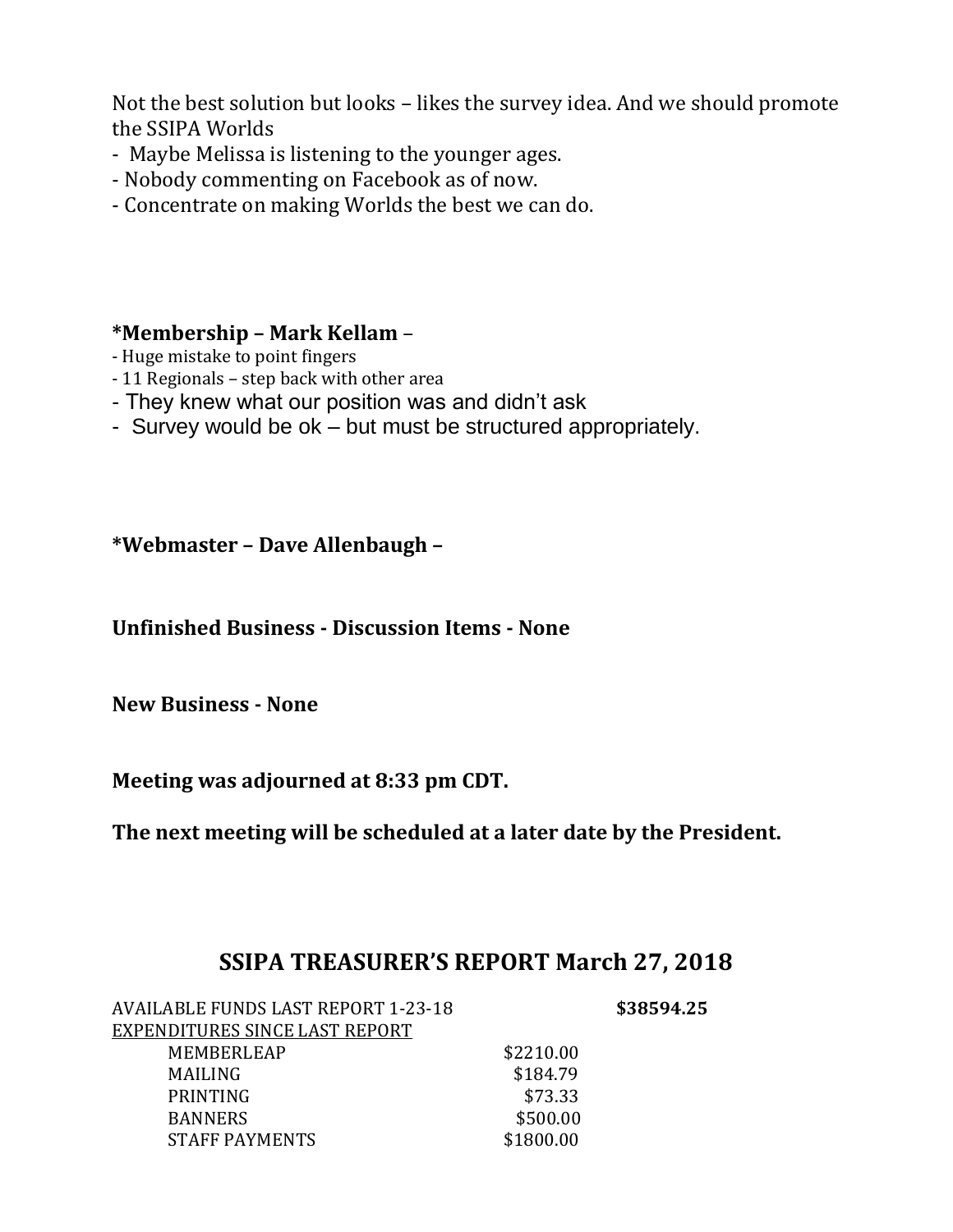Not the best solution but looks – likes the survey idea. And we should promote the SSIPA Worlds

- Maybe Melissa is listening to the younger ages.
- Nobody commenting on Facebook as of now.
- Concentrate on making Worlds the best we can do.

**\*Membership – Mark Kellam** –

- Huge mistake to point fingers
- 11 Regionals – step back with other area
- They knew what our position was and didn't ask
- Survey would be ok – but must be structured appropriately.

**\*Webmaster – Dave Allenbaugh –**

**Unfinished Business - Discussion Items - None**

**New Business - None**

**Meeting was adjourned at 8:33 pm CDT.**

**The next meeting will be scheduled at a later date by the President.**

## SSIPA TREASURER'S REPORT March 27, 2018

| | | |
|---|---|---|
| AVAILABLE FUNDS LAST REPORT 1-23-18 | | **$38594.25** |
| <u>EXPENDITURES SINCE LAST REPORT</u> | | |
| MEMBERLEAP | $2210.00 | |
| MAILING | $184.79 | |
| PRINTING | $73.33 | |
| BANNERS | $500.00 | |
| STAFF PAYMENTS | $1800.00 | |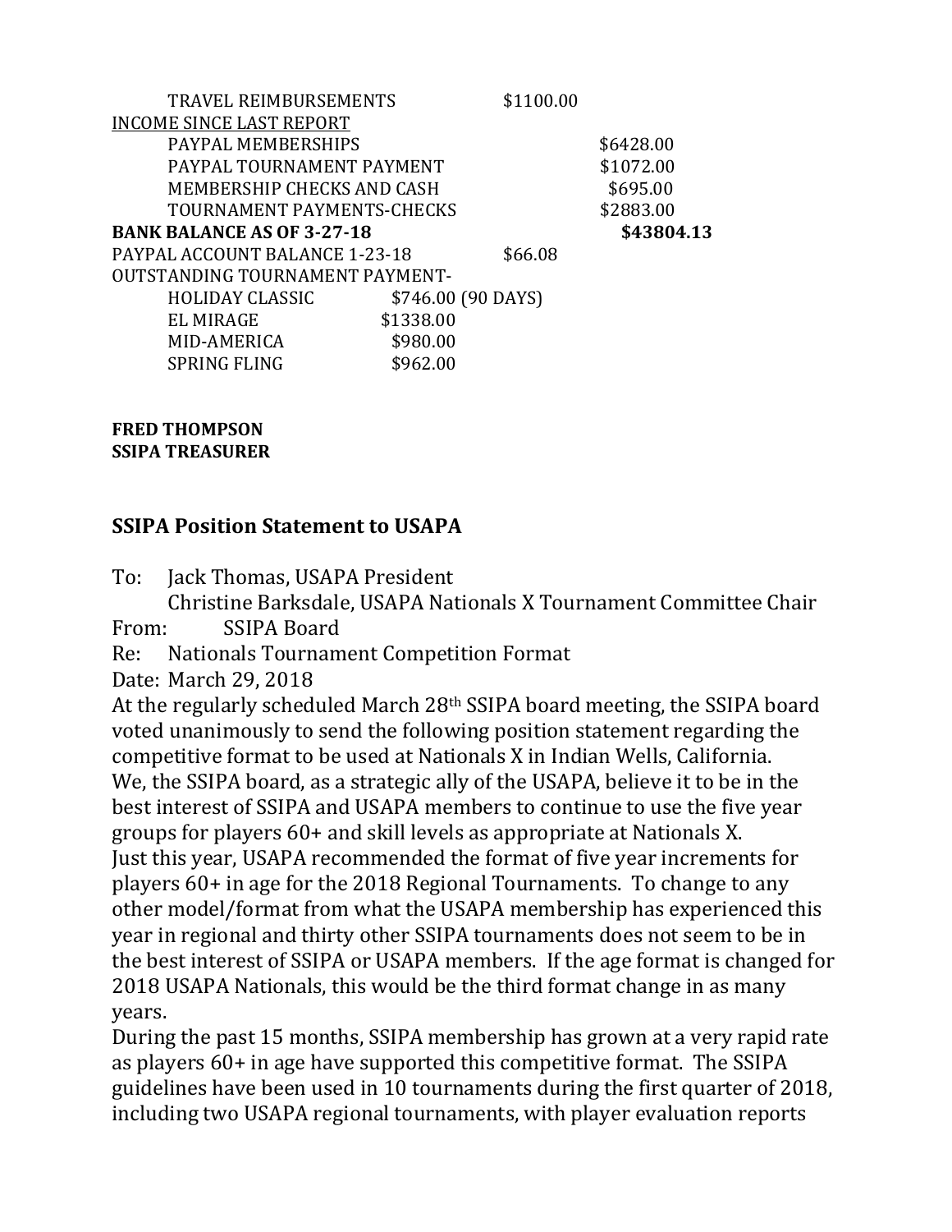| | | |
|---|---|---|
| TRAVEL REIMBURSEMENTS | $1100.00 | |
| INCOME SINCE LAST REPORT | | |
| PAYPAL MEMBERSHIPS | | $6428.00 |
| PAYPAL TOURNAMENT PAYMENT | | $1072.00 |
| MEMBERSHIP CHECKS AND CASH | | $695.00 |
| TOURNAMENT PAYMENTS-CHECKS | | $2883.00 |
| **BANK BALANCE AS OF 3-27-18** | | **$43804.13** |
| PAYPAL ACCOUNT BALANCE 1-23-18 | $66.08 | |
| OUTSTANDING TOURNAMENT PAYMENT- | | |
| HOLIDAY CLASSIC | $746.00 (90 DAYS) | |
| EL MIRAGE | $1338.00 | |
| MID-AMERICA | $980.00 | |
| SPRING FLING | $962.00 | |

**FRED THOMPSON**
**SSIPA TREASURER**

## SSIPA Position Statement to USAPA

To: Jack Thomas, USAPA President
Christine Barksdale, USAPA Nationals X Tournament Committee Chair
From: SSIPA Board
Re: Nationals Tournament Competition Format
Date: March 29, 2018

At the regularly scheduled March 28th SSIPA board meeting, the SSIPA board voted unanimously to send the following position statement regarding the competitive format to be used at Nationals X in Indian Wells, California.

We, the SSIPA board, as a strategic ally of the USAPA, believe it to be in the best interest of SSIPA and USAPA members to continue to use the five year groups for players 60+ and skill levels as appropriate at Nationals X.

Just this year, USAPA recommended the format of five year increments for players 60+ in age for the 2018 Regional Tournaments. To change to any other model/format from what the USAPA membership has experienced this year in regional and thirty other SSIPA tournaments does not seem to be in the best interest of SSIPA or USAPA members. If the age format is changed for 2018 USAPA Nationals, this would be the third format change in as many years.

During the past 15 months, SSIPA membership has grown at a very rapid rate as players 60+ in age have supported this competitive format. The SSIPA guidelines have been used in 10 tournaments during the first quarter of 2018, including two USAPA regional tournaments, with player evaluation reports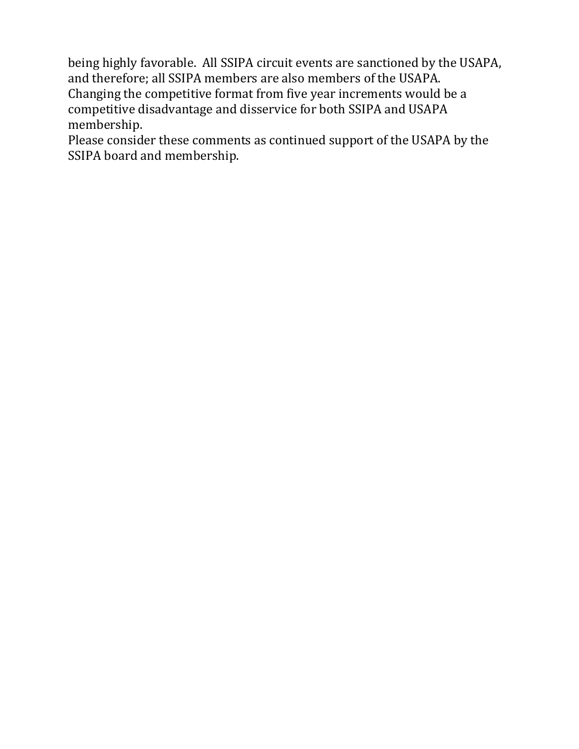being highly favorable.  All SSIPA circuit events are sanctioned by the USAPA, and therefore; all SSIPA members are also members of the USAPA.
Changing the competitive format from five year increments would be a competitive disadvantage and disservice for both SSIPA and USAPA membership.
Please consider these comments as continued support of the USAPA by the SSIPA board and membership.